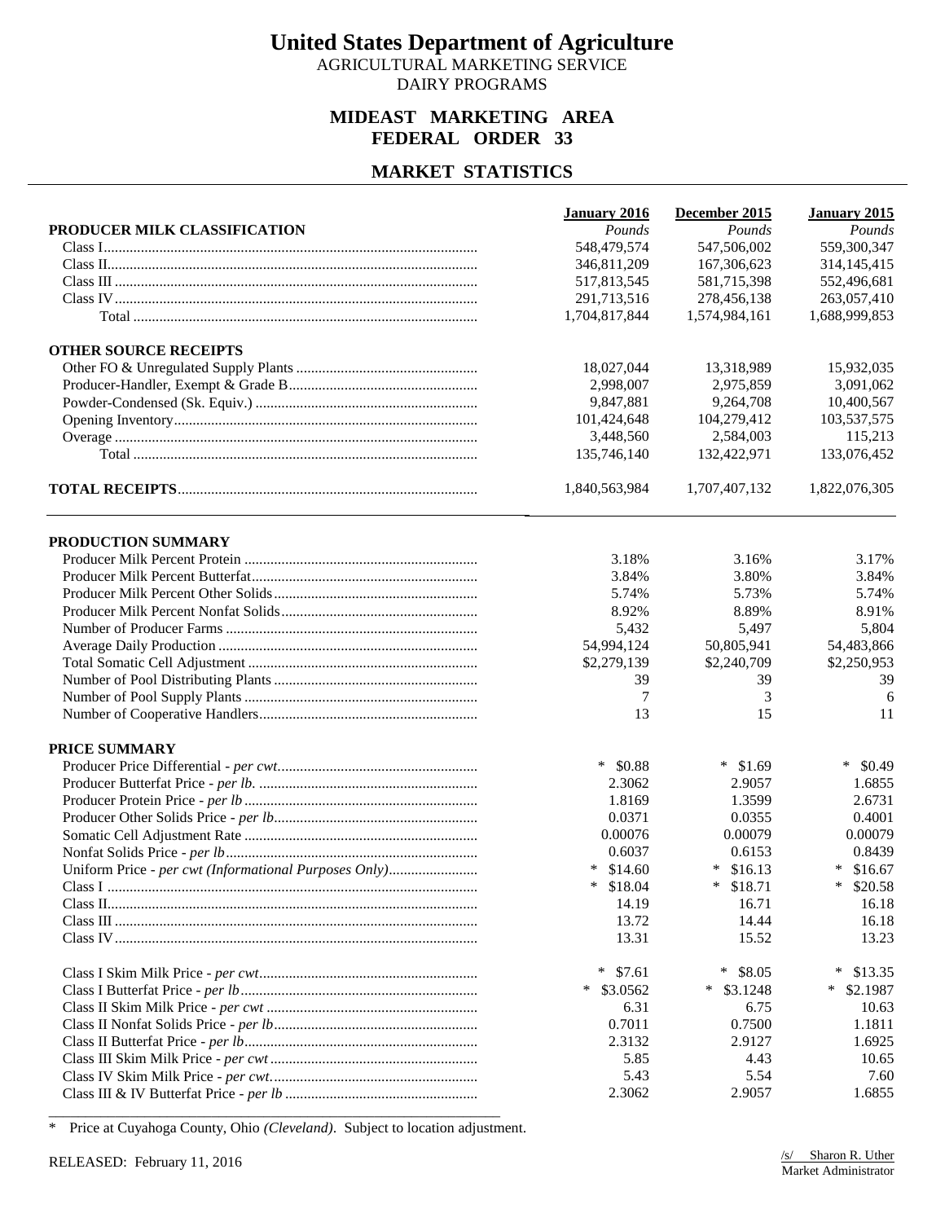# United States Department of Agriculture

AGRICULTURAL MARKETING SERVICE
DAIRY PROGRAMS

## MIDEAST MARKETING AREA
## FEDERAL ORDER 33

## MARKET STATISTICS

| | January 2016 | December 2015 | January 2015 |
|---|---|---|---|
| **PRODUCER MILK CLASSIFICATION** | *Pounds* | *Pounds* | *Pounds* |
| Class I | 548,479,574 | 547,506,002 | 559,300,347 |
| Class II | 346,811,209 | 167,306,623 | 314,145,415 |
| Class III | 517,813,545 | 581,715,398 | 552,496,681 |
| Class IV | 291,713,516 | 278,456,138 | 263,057,410 |
| Total | 1,704,817,844 | 1,574,984,161 | 1,688,999,853 |
| **OTHER SOURCE RECEIPTS** | | | |
| Other FO & Unregulated Supply Plants | 18,027,044 | 13,318,989 | 15,932,035 |
| Producer-Handler, Exempt & Grade B | 2,998,007 | 2,975,859 | 3,091,062 |
| Powder-Condensed (Sk. Equiv.) | 9,847,881 | 9,264,708 | 10,400,567 |
| Opening Inventory | 101,424,648 | 104,279,412 | 103,537,575 |
| Overage | 3,448,560 | 2,584,003 | 115,213 |
| Total | 135,746,140 | 132,422,971 | 133,076,452 |
| **TOTAL RECEIPTS** | 1,840,563,984 | 1,707,407,132 | 1,822,076,305 |

| | January 2016 | December 2015 | January 2015 |
|---|---|---|---|
| **PRODUCTION SUMMARY** | | | |
| Producer Milk Percent Protein | 3.18% | 3.16% | 3.17% |
| Producer Milk Percent Butterfat | 3.84% | 3.80% | 3.84% |
| Producer Milk Percent Other Solids | 5.74% | 5.73% | 5.74% |
| Producer Milk Percent Nonfat Solids | 8.92% | 8.89% | 8.91% |
| Number of Producer Farms | 5,432 | 5,497 | 5,804 |
| Average Daily Production | 54,994,124 | 50,805,941 | 54,483,866 |
| Total Somatic Cell Adjustment | $2,279,139 | $2,240,709 | $2,250,953 |
| Number of Pool Distributing Plants | 39 | 39 | 39 |
| Number of Pool Supply Plants | 7 | 3 | 6 |
| Number of Cooperative Handlers | 13 | 15 | 11 |
| **PRICE SUMMARY** | | | |
| Producer Price Differential - *per cwt* | * $0.88 | * $1.69 | * $0.49 |
| Producer Butterfat Price - *per lb.* | 2.3062 | 2.9057 | 1.6855 |
| Producer Protein Price - *per lb* | 1.8169 | 1.3599 | 2.6731 |
| Producer Other Solids Price - *per lb* | 0.0371 | 0.0355 | 0.4001 |
| Somatic Cell Adjustment Rate | 0.00076 | 0.00079 | 0.00079 |
| Nonfat Solids Price - *per lb* | 0.6037 | 0.6153 | 0.8439 |
| Uniform Price - *per cwt (Informational Purposes Only)* | * $14.60 | * $16.13 | * $16.67 |
| Class I | * $18.04 | * $18.71 | * $20.58 |
| Class II | 14.19 | 16.71 | 16.18 |
| Class III | 13.72 | 14.44 | 16.18 |
| Class IV | 13.31 | 15.52 | 13.23 |
| Class I Skim Milk Price - *per cwt* | * $7.61 | * $8.05 | * $13.35 |
| Class I Butterfat Price - *per lb* | * $3.0562 | * $3.1248 | * $2.1987 |
| Class II Skim Milk Price - *per cwt* | 6.31 | 6.75 | 10.63 |
| Class II Nonfat Solids Price - *per lb* | 0.7011 | 0.7500 | 1.1811 |
| Class II Butterfat Price - *per lb* | 2.3132 | 2.9127 | 1.6925 |
| Class III Skim Milk Price - *per cwt* | 5.85 | 4.43 | 10.65 |
| Class IV Skim Milk Price - *per cwt* | 5.43 | 5.54 | 7.60 |
| Class III & IV Butterfat Price - *per lb* | 2.3062 | 2.9057 | 1.6855 |

* Price at Cuyahoga County, Ohio *(Cleveland)*. Subject to location adjustment.

RELEASED: February 11, 2016

/s/ Sharon R. Uther
Market Administrator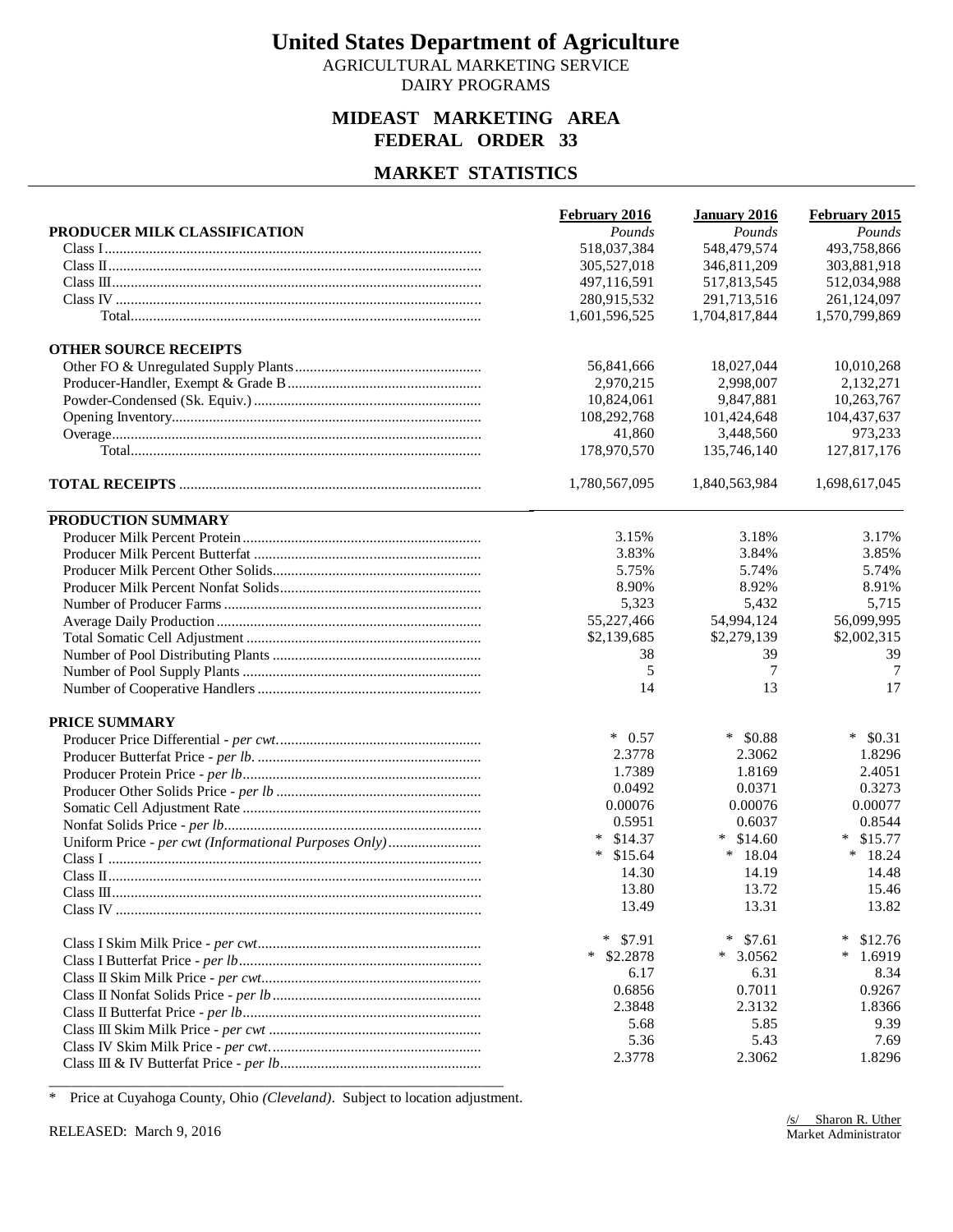# United States Department of Agriculture

AGRICULTURAL MARKETING SERVICE
DAIRY PROGRAMS

## MIDEAST MARKETING AREA
## FEDERAL ORDER 33

## MARKET STATISTICS

| | February 2016 | January 2016 | February 2015 |
|---|---|---|---|
| **PRODUCER MILK CLASSIFICATION** | *Pounds* | *Pounds* | *Pounds* |
| Class I | 518,037,384 | 548,479,574 | 493,758,866 |
| Class II | 305,527,018 | 346,811,209 | 303,881,918 |
| Class III | 497,116,591 | 517,813,545 | 512,034,988 |
| Class IV | 280,915,532 | 291,713,516 | 261,124,097 |
| Total | 1,601,596,525 | 1,704,817,844 | 1,570,799,869 |
| **OTHER SOURCE RECEIPTS** | | | |
| Other FO & Unregulated Supply Plants | 56,841,666 | 18,027,044 | 10,010,268 |
| Producer-Handler, Exempt & Grade B | 2,970,215 | 2,998,007 | 2,132,271 |
| Powder-Condensed (Sk. Equiv.) | 10,824,061 | 9,847,881 | 10,263,767 |
| Opening Inventory | 108,292,768 | 101,424,648 | 104,437,637 |
| Overage | 41,860 | 3,448,560 | 973,233 |
| Total | 178,970,570 | 135,746,140 | 127,817,176 |
| **TOTAL RECEIPTS** | 1,780,567,095 | 1,840,563,984 | 1,698,617,045 |
| **PRODUCTION SUMMARY** | | | |
| Producer Milk Percent Protein | 3.15% | 3.18% | 3.17% |
| Producer Milk Percent Butterfat | 3.83% | 3.84% | 3.85% |
| Producer Milk Percent Other Solids | 5.75% | 5.74% | 5.74% |
| Producer Milk Percent Nonfat Solids | 8.90% | 8.92% | 8.91% |
| Number of Producer Farms | 5,323 | 5,432 | 5,715 |
| Average Daily Production | 55,227,466 | 54,994,124 | 56,099,995 |
| Total Somatic Cell Adjustment | $2,139,685 | $2,279,139 | $2,002,315 |
| Number of Pool Distributing Plants | 38 | 39 | 39 |
| Number of Pool Supply Plants | 5 | 7 | 7 |
| Number of Cooperative Handlers | 14 | 13 | 17 |
| **PRICE SUMMARY** | | | |
| Producer Price Differential - *per cwt.* | * 0.57 | * $0.88 | * $0.31 |
| Producer Butterfat Price - *per lb.* | 2.3778 | 2.3062 | 1.8296 |
| Producer Protein Price - *per lb* | 1.7389 | 1.8169 | 2.4051 |
| Producer Other Solids Price - *per lb* | 0.0492 | 0.0371 | 0.3273 |
| Somatic Cell Adjustment Rate | 0.00076 | 0.00076 | 0.00077 |
| Nonfat Solids Price - *per lb* | 0.5951 | 0.6037 | 0.8544 |
| Uniform Price - *per cwt (Informational Purposes Only)* | * $14.37 | * $14.60 | * $15.77 |
| Class I | * $15.64 | * 18.04 | * 18.24 |
| Class II | 14.30 | 14.19 | 14.48 |
| Class III | 13.80 | 13.72 | 15.46 |
| Class IV | 13.49 | 13.31 | 13.82 |
| Class I Skim Milk Price - *per cwt* | * $7.91 | * $7.61 | * $12.76 |
| Class I Butterfat Price - *per lb* | * $2.2878 | * 3.0562 | * 1.6919 |
| Class II Skim Milk Price - *per cwt* | 6.17 | 6.31 | 8.34 |
| Class II Nonfat Solids Price - *per lb* | 0.6856 | 0.7011 | 0.9267 |
| Class II Butterfat Price - *per lb* | 2.3848 | 2.3132 | 1.8366 |
| Class III Skim Milk Price - *per cwt* | 5.68 | 5.85 | 9.39 |
| Class IV Skim Milk Price - *per cwt.* | 5.36 | 5.43 | 7.69 |
| Class III & IV Butterfat Price - *per lb* | 2.3778 | 2.3062 | 1.8296 |

\* Price at Cuyahoga County, Ohio *(Cleveland)*. Subject to location adjustment.

RELEASED: March 9, 2016

/s/ Sharon R. Uther
Market Administrator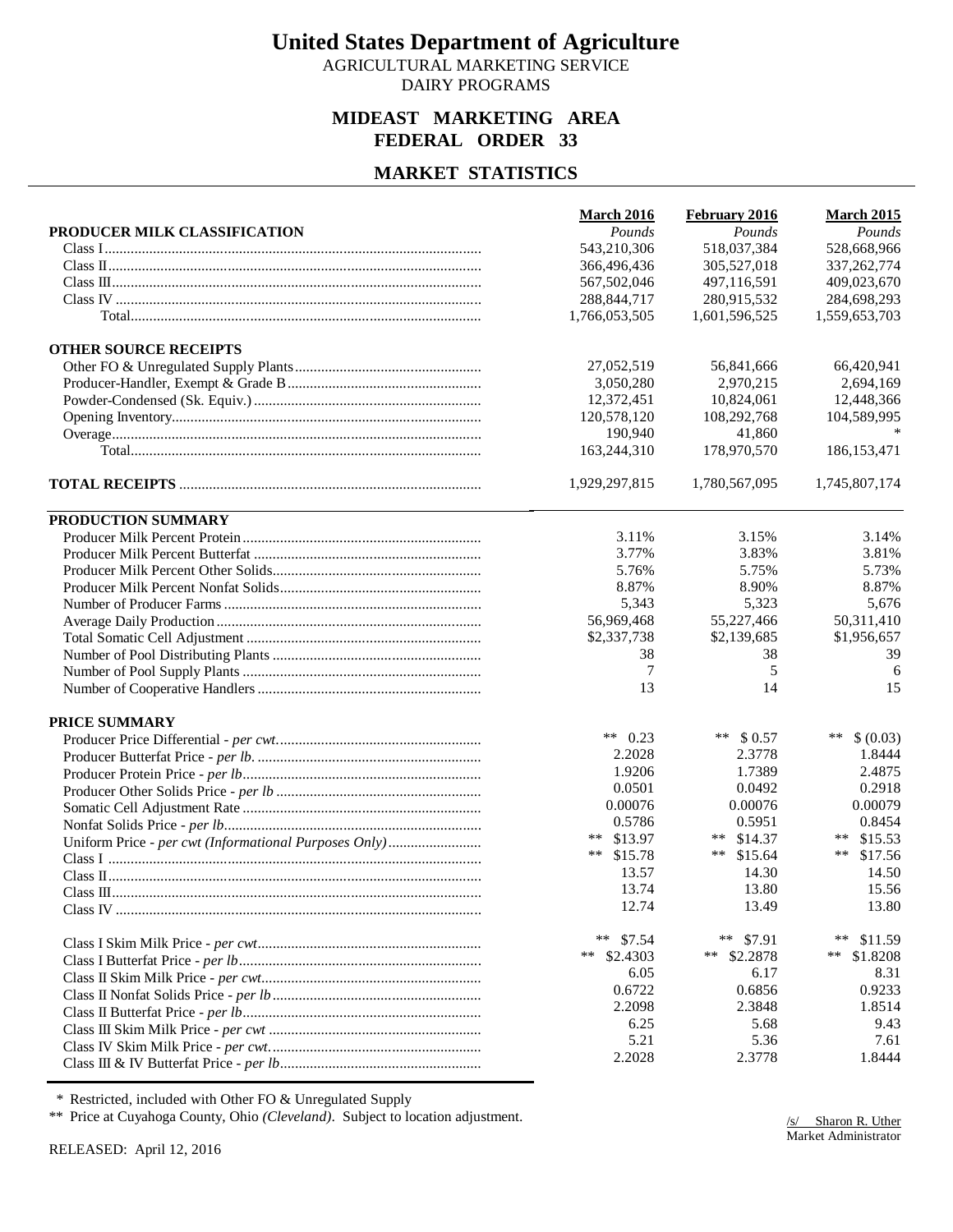# United States Department of Agriculture

AGRICULTURAL MARKETING SERVICE
DAIRY PROGRAMS

## MIDEAST MARKETING AREA
## FEDERAL ORDER 33

## MARKET STATISTICS

| | March 2016 | February 2016 | March 2015 |
|---|---|---|---|
| **PRODUCER MILK CLASSIFICATION** | *Pounds* | *Pounds* | *Pounds* |
| Class I | 543,210,306 | 518,037,384 | 528,668,966 |
| Class II | 366,496,436 | 305,527,018 | 337,262,774 |
| Class III | 567,502,046 | 497,116,591 | 409,023,670 |
| Class IV | 288,844,717 | 280,915,532 | 284,698,293 |
| Total | 1,766,053,505 | 1,601,596,525 | 1,559,653,703 |
| **OTHER SOURCE RECEIPTS** | | | |
| Other FO & Unregulated Supply Plants | 27,052,519 | 56,841,666 | 66,420,941 |
| Producer-Handler, Exempt & Grade B | 3,050,280 | 2,970,215 | 2,694,169 |
| Powder-Condensed (Sk. Equiv.) | 12,372,451 | 10,824,061 | 12,448,366 |
| Opening Inventory | 120,578,120 | 108,292,768 | 104,589,995 |
| Overage | 190,940 | 41,860 | * |
| Total | 163,244,310 | 178,970,570 | 186,153,471 |
| **TOTAL RECEIPTS** | 1,929,297,815 | 1,780,567,095 | 1,745,807,174 |
| **PRODUCTION SUMMARY** | | | |
| Producer Milk Percent Protein | 3.11% | 3.15% | 3.14% |
| Producer Milk Percent Butterfat | 3.77% | 3.83% | 3.81% |
| Producer Milk Percent Other Solids | 5.76% | 5.75% | 5.73% |
| Producer Milk Percent Nonfat Solids | 8.87% | 8.90% | 8.87% |
| Number of Producer Farms | 5,343 | 5,323 | 5,676 |
| Average Daily Production | 56,969,468 | 55,227,466 | 50,311,410 |
| Total Somatic Cell Adjustment | $2,337,738 | $2,139,685 | $1,956,657 |
| Number of Pool Distributing Plants | 38 | 38 | 39 |
| Number of Pool Supply Plants | 7 | 5 | 6 |
| Number of Cooperative Handlers | 13 | 14 | 15 |
| **PRICE SUMMARY** | | | |
| Producer Price Differential - *per cwt.* | ** 0.23 | ** $ 0.57 | ** $ (0.03) |
| Producer Butterfat Price - *per lb.* | 2.2028 | 2.3778 | 1.8444 |
| Producer Protein Price - *per lb* | 1.9206 | 1.7389 | 2.4875 |
| Producer Other Solids Price - *per lb* | 0.0501 | 0.0492 | 0.2918 |
| Somatic Cell Adjustment Rate | 0.00076 | 0.00076 | 0.00079 |
| Nonfat Solids Price - *per lb* | 0.5786 | 0.5951 | 0.8454 |
| Uniform Price - *per cwt (Informational Purposes Only)* | ** $13.97 | ** $14.37 | ** $15.53 |
| Class I | ** $15.78 | ** $15.64 | ** $17.56 |
| Class II | 13.57 | 14.30 | 14.50 |
| Class III | 13.74 | 13.80 | 15.56 |
| Class IV | 12.74 | 13.49 | 13.80 |
| Class I Skim Milk Price - *per cwt* | ** $7.54 | ** $7.91 | ** $11.59 |
| Class I Butterfat Price - *per lb* | ** $2.4303 | ** $2.2878 | ** $1.8208 |
| Class II Skim Milk Price - *per cwt* | 6.05 | 6.17 | 8.31 |
| Class II Nonfat Solids Price - *per lb* | 0.6722 | 0.6856 | 0.9233 |
| Class II Butterfat Price - *per lb* | 2.2098 | 2.3848 | 1.8514 |
| Class III Skim Milk Price - *per cwt* | 6.25 | 5.68 | 9.43 |
| Class IV Skim Milk Price - *per cwt.* | 5.21 | 5.36 | 7.61 |
| Class III & IV Butterfat Price - *per lb* | 2.2028 | 2.3778 | 1.8444 |

\* Restricted, included with Other FO & Unregulated Supply

** Price at Cuyahoga County, Ohio *(Cleveland)*. Subject to location adjustment.

/s/ Sharon R. Uther
Market Administrator

RELEASED: April 12, 2016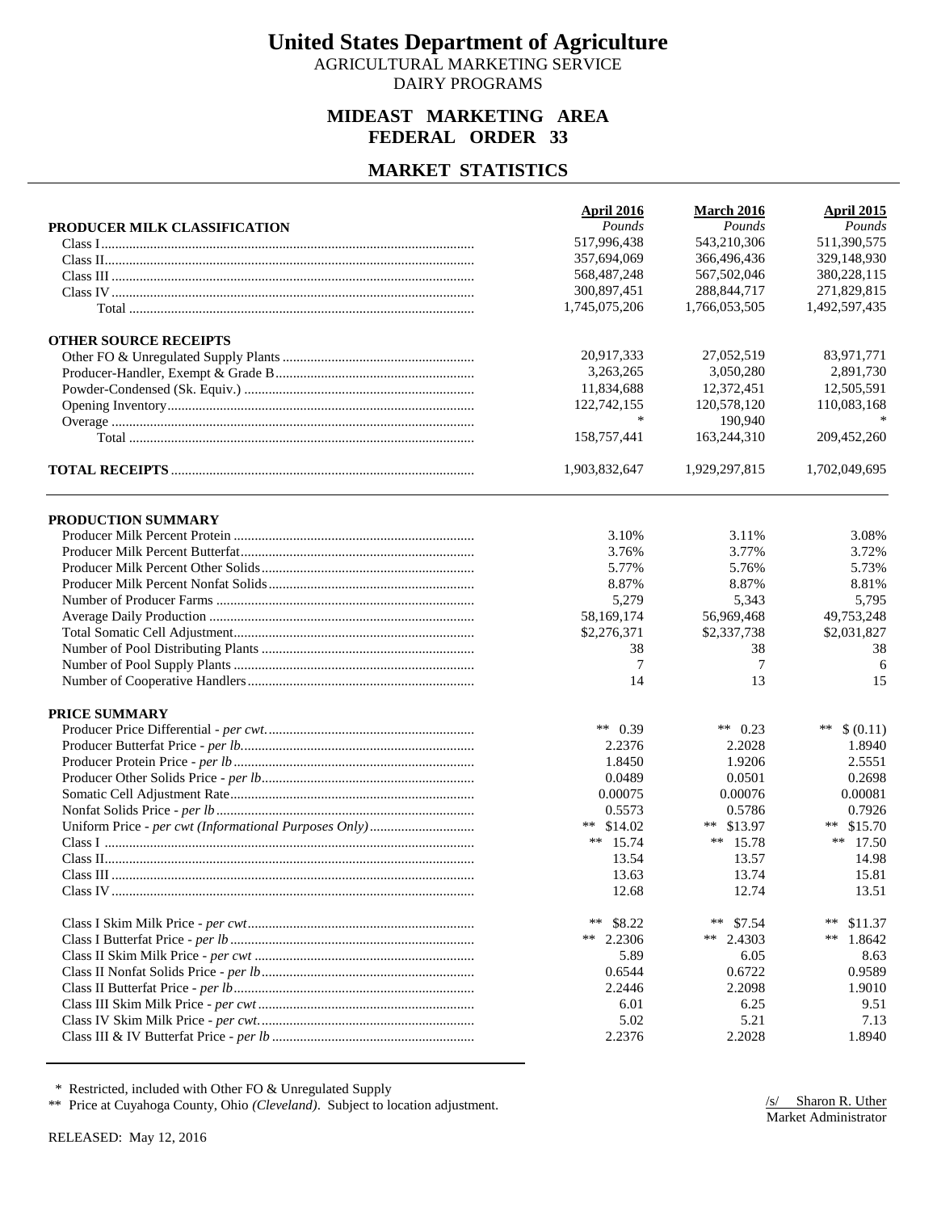# United States Department of Agriculture

AGRICULTURAL MARKETING SERVICE
DAIRY PROGRAMS

## MIDEAST MARKETING AREA
## FEDERAL ORDER 33

## MARKET STATISTICS

| PRODUCER MILK CLASSIFICATION | April 2016 *Pounds* | March 2016 *Pounds* | April 2015 *Pounds* |
|---|---|---|---|
| Class I | 517,996,438 | 543,210,306 | 511,390,575 |
| Class II | 357,694,069 | 366,496,436 | 329,148,930 |
| Class III | 568,487,248 | 567,502,046 | 380,228,115 |
| Class IV | 300,897,451 | 288,844,717 | 271,829,815 |
| Total | 1,745,075,206 | 1,766,053,505 | 1,492,597,435 |
| **OTHER SOURCE RECEIPTS** | | | |
| Other FO & Unregulated Supply Plants | 20,917,333 | 27,052,519 | 83,971,771 |
| Producer-Handler, Exempt & Grade B | 3,263,265 | 3,050,280 | 2,891,730 |
| Powder-Condensed (Sk. Equiv.) | 11,834,688 | 12,372,451 | 12,505,591 |
| Opening Inventory | 122,742,155 | 120,578,120 | 110,083,168 |
| Overage | * | 190,940 | * |
| Total | 158,757,441 | 163,244,310 | 209,452,260 |
| **TOTAL RECEIPTS** | 1,903,832,647 | 1,929,297,815 | 1,702,049,695 |

| PRODUCTION SUMMARY | April 2016 | March 2016 | April 2015 |
|---|---|---|---|
| Producer Milk Percent Protein | 3.10% | 3.11% | 3.08% |
| Producer Milk Percent Butterfat | 3.76% | 3.77% | 3.72% |
| Producer Milk Percent Other Solids | 5.77% | 5.76% | 5.73% |
| Producer Milk Percent Nonfat Solids | 8.87% | 8.87% | 8.81% |
| Number of Producer Farms | 5,279 | 5,343 | 5,795 |
| Average Daily Production | 58,169,174 | 56,969,468 | 49,753,248 |
| Total Somatic Cell Adjustment | $2,276,371 | $2,337,738 | $2,031,827 |
| Number of Pool Distributing Plants | 38 | 38 | 38 |
| Number of Pool Supply Plants | 7 | 7 | 6 |
| Number of Cooperative Handlers | 14 | 13 | 15 |

| PRICE SUMMARY | April 2016 | March 2016 | April 2015 |
|---|---|---|---|
| Producer Price Differential - *per cwt.* | ** 0.39 | ** 0.23 | ** $ (0.11) |
| Producer Butterfat Price - *per lb.* | 2.2376 | 2.2028 | 1.8940 |
| Producer Protein Price - *per lb* | 1.8450 | 1.9206 | 2.5551 |
| Producer Other Solids Price - *per lb* | 0.0489 | 0.0501 | 0.2698 |
| Somatic Cell Adjustment Rate | 0.00075 | 0.00076 | 0.00081 |
| Nonfat Solids Price - *per lb* | 0.5573 | 0.5786 | 0.7926 |
| Uniform Price - *per cwt (Informational Purposes Only)* | ** $14.02 | ** $13.97 | ** $15.70 |
| Class I | ** 15.74 | ** 15.78 | ** 17.50 |
| Class II | 13.54 | 13.57 | 14.98 |
| Class III | 13.63 | 13.74 | 15.81 |
| Class IV | 12.68 | 12.74 | 13.51 |
| Class I Skim Milk Price - *per cwt* | ** $8.22 | ** $7.54 | ** $11.37 |
| Class I Butterfat Price - *per lb* | ** 2.2306 | ** 2.4303 | ** 1.8642 |
| Class II Skim Milk Price - *per cwt* | 5.89 | 6.05 | 8.63 |
| Class II Nonfat Solids Price - *per lb* | 0.6544 | 0.6722 | 0.9589 |
| Class II Butterfat Price - *per lb* | 2.2446 | 2.2098 | 1.9010 |
| Class III Skim Milk Price - *per cwt* | 6.01 | 6.25 | 9.51 |
| Class IV Skim Milk Price - *per cwt.* | 5.02 | 5.21 | 7.13 |
| Class III & IV Butterfat Price - *per lb* | 2.2376 | 2.2028 | 1.8940 |

\* Restricted, included with Other FO & Unregulated Supply

** Price at Cuyahoga County, Ohio *(Cleveland)*. Subject to location adjustment.

/s/ Sharon R. Uther
Market Administrator

RELEASED: May 12, 2016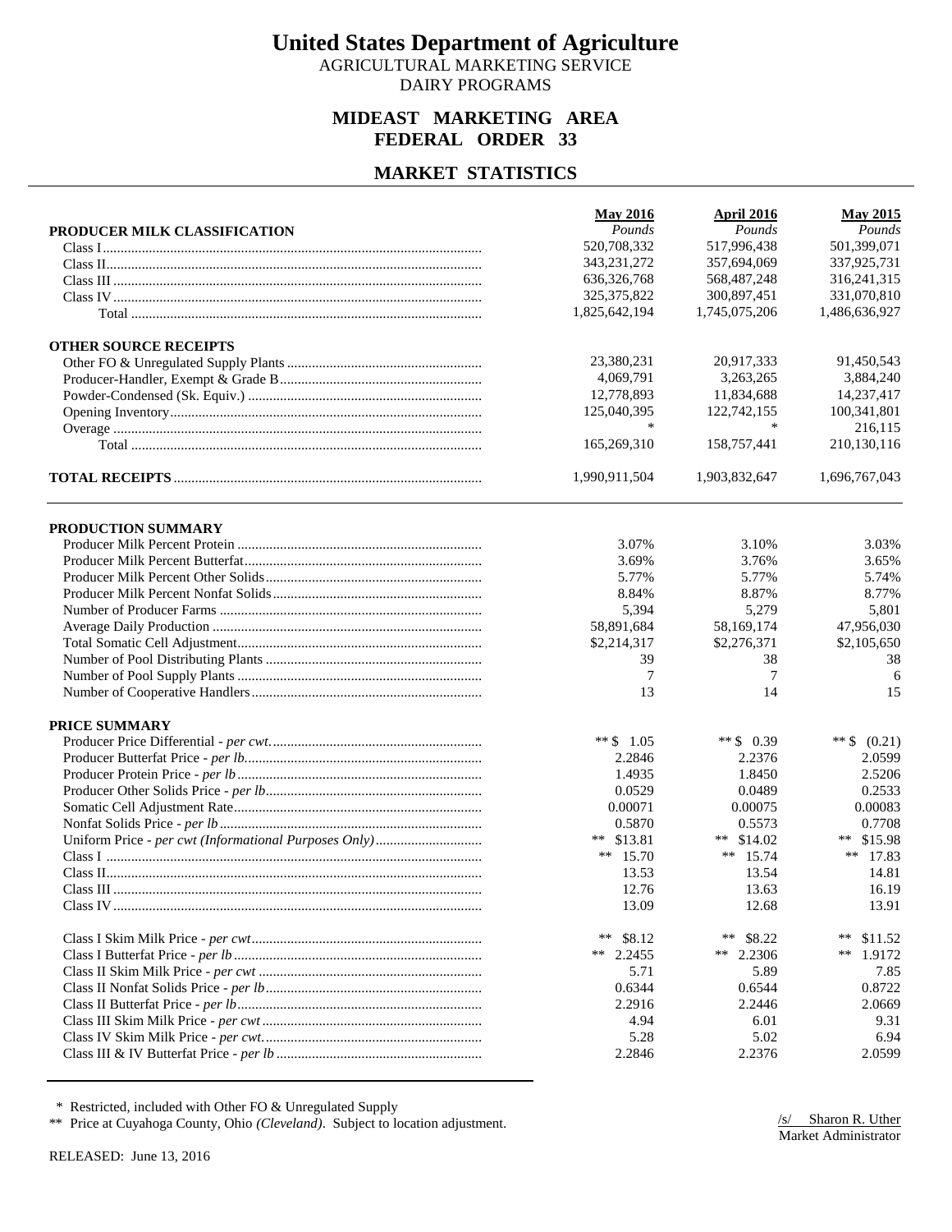# United States Department of Agriculture

AGRICULTURAL MARKETING SERVICE
DAIRY PROGRAMS

## MIDEAST MARKETING AREA
## FEDERAL ORDER 33

## MARKET STATISTICS

| | May 2016 | April 2016 | May 2015 |
|---|---|---|---|
| **PRODUCER MILK CLASSIFICATION** | *Pounds* | *Pounds* | *Pounds* |
| Class I | 520,708,332 | 517,996,438 | 501,399,071 |
| Class II | 343,231,272 | 357,694,069 | 337,925,731 |
| Class III | 636,326,768 | 568,487,248 | 316,241,315 |
| Class IV | 325,375,822 | 300,897,451 | 331,070,810 |
| Total | 1,825,642,194 | 1,745,075,206 | 1,486,636,927 |
| **OTHER SOURCE RECEIPTS** | | | |
| Other FO & Unregulated Supply Plants | 23,380,231 | 20,917,333 | 91,450,543 |
| Producer-Handler, Exempt & Grade B | 4,069,791 | 3,263,265 | 3,884,240 |
| Powder-Condensed (Sk. Equiv.) | 12,778,893 | 11,834,688 | 14,237,417 |
| Opening Inventory | 125,040,395 | 122,742,155 | 100,341,801 |
| Overage | * | * | 216,115 |
| Total | 165,269,310 | 158,757,441 | 210,130,116 |
| **TOTAL RECEIPTS** | 1,990,911,504 | 1,903,832,647 | 1,696,767,043 |

| | May 2016 | April 2016 | May 2015 |
|---|---|---|---|
| **PRODUCTION SUMMARY** | | | |
| Producer Milk Percent Protein | 3.07% | 3.10% | 3.03% |
| Producer Milk Percent Butterfat | 3.69% | 3.76% | 3.65% |
| Producer Milk Percent Other Solids | 5.77% | 5.77% | 5.74% |
| Producer Milk Percent Nonfat Solids | 8.84% | 8.87% | 8.77% |
| Number of Producer Farms | 5,394 | 5,279 | 5,801 |
| Average Daily Production | 58,891,684 | 58,169,174 | 47,956,030 |
| Total Somatic Cell Adjustment | $2,214,317 | $2,276,371 | $2,105,650 |
| Number of Pool Distributing Plants | 39 | 38 | 38 |
| Number of Pool Supply Plants | 7 | 7 | 6 |
| Number of Cooperative Handlers | 13 | 14 | 15 |
| **PRICE SUMMARY** | | | |
| Producer Price Differential - *per cwt.* | ** $ 1.05 | ** $ 0.39 | ** $ (0.21) |
| Producer Butterfat Price - *per lb.* | 2.2846 | 2.2376 | 2.0599 |
| Producer Protein Price - *per lb* | 1.4935 | 1.8450 | 2.5206 |
| Producer Other Solids Price - *per lb* | 0.0529 | 0.0489 | 0.2533 |
| Somatic Cell Adjustment Rate | 0.00071 | 0.00075 | 0.00083 |
| Nonfat Solids Price - *per lb* | 0.5870 | 0.5573 | 0.7708 |
| Uniform Price - *per cwt (Informational Purposes Only)* | ** $13.81 | ** $14.02 | ** $15.98 |
| Class I | ** 15.70 | ** 15.74 | ** 17.83 |
| Class II | 13.53 | 13.54 | 14.81 |
| Class III | 12.76 | 13.63 | 16.19 |
| Class IV | 13.09 | 12.68 | 13.91 |
| Class I Skim Milk Price - *per cwt* | ** $8.12 | ** $8.22 | ** $11.52 |
| Class I Butterfat Price - *per lb* | ** 2.2455 | ** 2.2306 | ** 1.9172 |
| Class II Skim Milk Price - *per cwt* | 5.71 | 5.89 | 7.85 |
| Class II Nonfat Solids Price - *per lb* | 0.6344 | 0.6544 | 0.8722 |
| Class II Butterfat Price - *per lb* | 2.2916 | 2.2446 | 2.0669 |
| Class III Skim Milk Price - *per cwt* | 4.94 | 6.01 | 9.31 |
| Class IV Skim Milk Price - *per cwt.* | 5.28 | 5.02 | 6.94 |
| Class III & IV Butterfat Price - *per lb* | 2.2846 | 2.2376 | 2.0599 |

\* Restricted, included with Other FO & Unregulated Supply

** Price at Cuyahoga County, Ohio *(Cleveland)*. Subject to location adjustment.

/s/ Sharon R. Uther
Market Administrator

RELEASED: June 13, 2016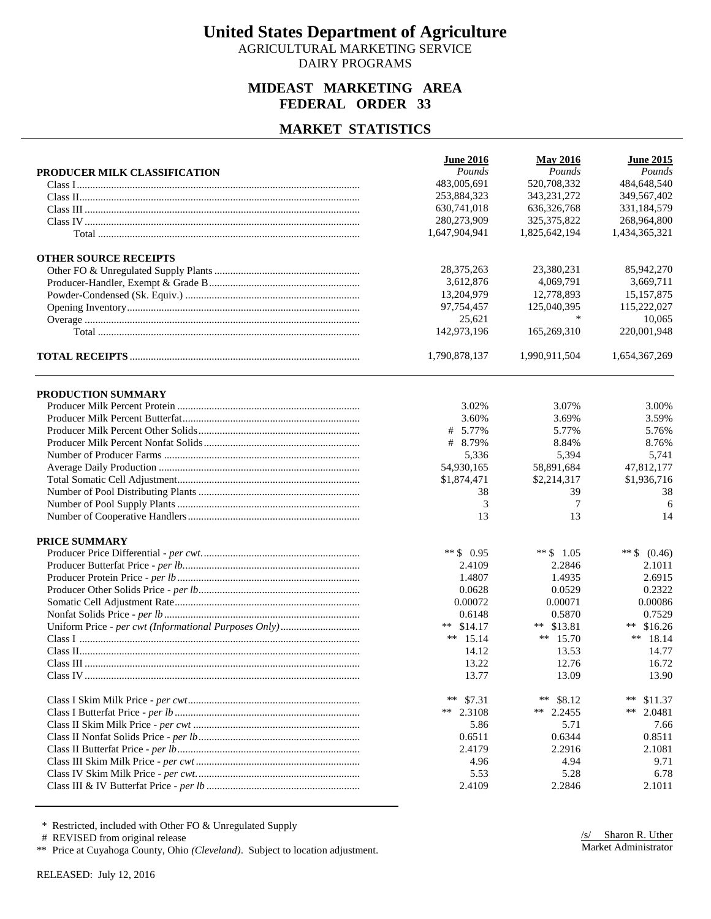# United States Department of Agriculture

AGRICULTURAL MARKETING SERVICE
DAIRY PROGRAMS

## MIDEAST MARKETING AREA
## FEDERAL ORDER 33

## MARKET STATISTICS

| | June 2016 | May 2016 | June 2015 |
|---|---|---|---|
| **PRODUCER MILK CLASSIFICATION** | *Pounds* | *Pounds* | *Pounds* |
| Class I | 483,005,691 | 520,708,332 | 484,648,540 |
| Class II | 253,884,323 | 343,231,272 | 349,567,402 |
| Class III | 630,741,018 | 636,326,768 | 331,184,579 |
| Class IV | 280,273,909 | 325,375,822 | 268,964,800 |
| Total | 1,647,904,941 | 1,825,642,194 | 1,434,365,321 |
| **OTHER SOURCE RECEIPTS** | | | |
| Other FO & Unregulated Supply Plants | 28,375,263 | 23,380,231 | 85,942,270 |
| Producer-Handler, Exempt & Grade B | 3,612,876 | 4,069,791 | 3,669,711 |
| Powder-Condensed (Sk. Equiv.) | 13,204,979 | 12,778,893 | 15,157,875 |
| Opening Inventory | 97,754,457 | 125,040,395 | 115,222,027 |
| Overage | 25,621 | * | 10,065 |
| Total | 142,973,196 | 165,269,310 | 220,001,948 |
| **TOTAL RECEIPTS** | 1,790,878,137 | 1,990,911,504 | 1,654,367,269 |
| **PRODUCTION SUMMARY** | | | |
| Producer Milk Percent Protein | 3.02% | 3.07% | 3.00% |
| Producer Milk Percent Butterfat | 3.60% | 3.69% | 3.59% |
| Producer Milk Percent Other Solids | # 5.77% | 5.77% | 5.76% |
| Producer Milk Percent Nonfat Solids | # 8.79% | 8.84% | 8.76% |
| Number of Producer Farms | 5,336 | 5,394 | 5,741 |
| Average Daily Production | 54,930,165 | 58,891,684 | 47,812,177 |
| Total Somatic Cell Adjustment | $1,874,471 | $2,214,317 | $1,936,716 |
| Number of Pool Distributing Plants | 38 | 39 | 38 |
| Number of Pool Supply Plants | 3 | 7 | 6 |
| Number of Cooperative Handlers | 13 | 13 | 14 |
| **PRICE SUMMARY** | | | |
| Producer Price Differential - *per cwt.* | ** $ 0.95 | ** $ 1.05 | ** $ (0.46) |
| Producer Butterfat Price - *per lb.* | 2.4109 | 2.2846 | 2.1011 |
| Producer Protein Price - *per lb* | 1.4807 | 1.4935 | 2.6915 |
| Producer Other Solids Price - *per lb* | 0.0628 | 0.0529 | 0.2322 |
| Somatic Cell Adjustment Rate | 0.00072 | 0.00071 | 0.00086 |
| Nonfat Solids Price - *per lb* | 0.6148 | 0.5870 | 0.7529 |
| Uniform Price - *per cwt (Informational Purposes Only)* | ** $14.17 | ** $13.81 | ** $16.26 |
| Class I | ** 15.14 | ** 15.70 | ** 18.14 |
| Class II | 14.12 | 13.53 | 14.77 |
| Class III | 13.22 | 12.76 | 16.72 |
| Class IV | 13.77 | 13.09 | 13.90 |
| Class I Skim Milk Price - *per cwt* | ** $7.31 | ** $8.12 | ** $11.37 |
| Class I Butterfat Price - *per lb* | ** 2.3108 | ** 2.2455 | ** 2.0481 |
| Class II Skim Milk Price - *per cwt* | 5.86 | 5.71 | 7.66 |
| Class II Nonfat Solids Price - *per lb* | 0.6511 | 0.6344 | 0.8511 |
| Class II Butterfat Price - *per lb* | 2.4179 | 2.2916 | 2.1081 |
| Class III Skim Milk Price - *per cwt* | 4.96 | 4.94 | 9.71 |
| Class IV Skim Milk Price - *per cwt.* | 5.53 | 5.28 | 6.78 |
| Class III & IV Butterfat Price - *per lb* | 2.4109 | 2.2846 | 2.1011 |

\* Restricted, included with Other FO & Unregulated Supply
# REVISED from original release
** Price at Cuyahoga County, Ohio *(Cleveland)*. Subject to location adjustment.

/s/ Sharon R. Uther
Market Administrator

RELEASED: July 12, 2016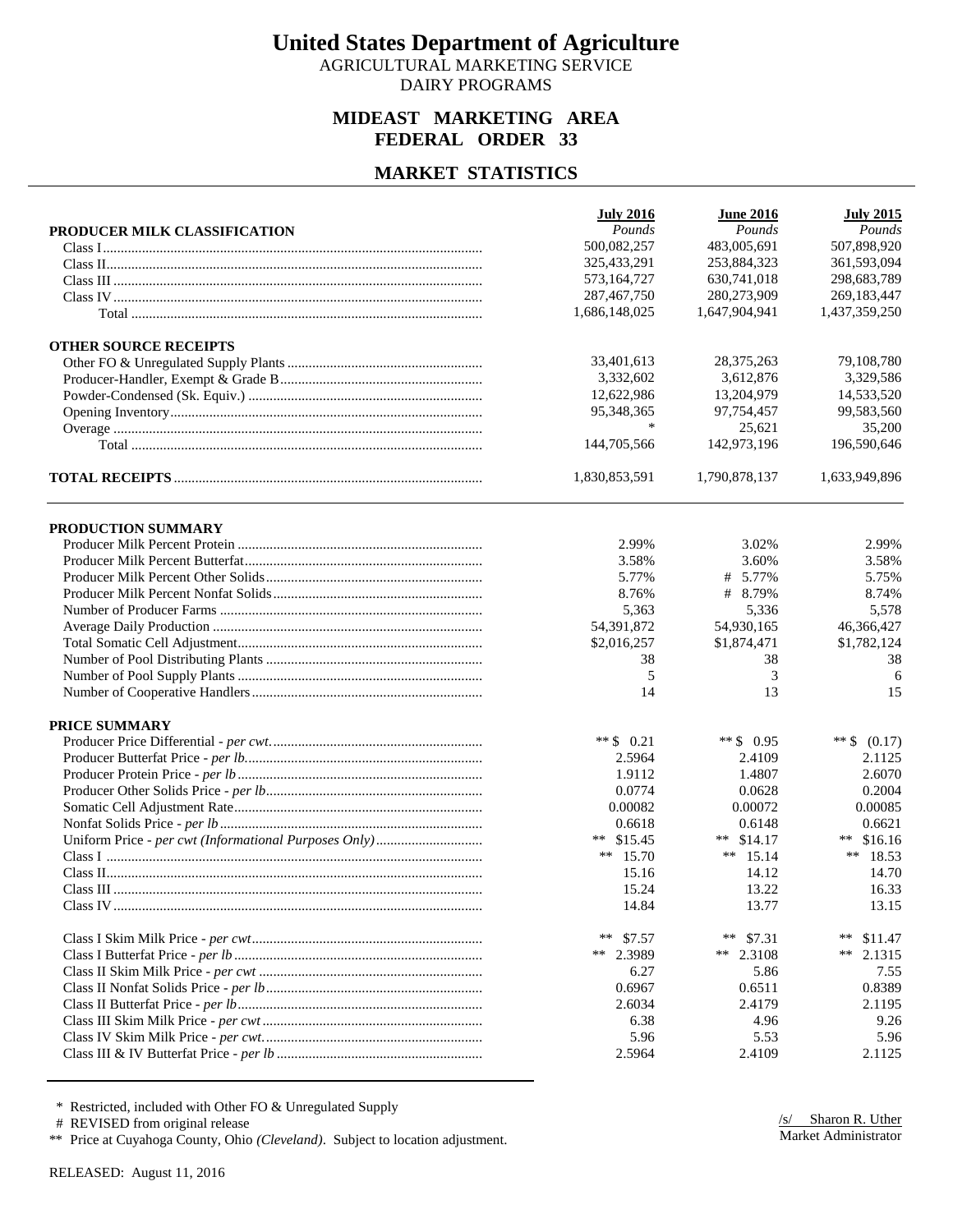# United States Department of Agriculture

AGRICULTURAL MARKETING SERVICE

DAIRY PROGRAMS

## MIDEAST MARKETING AREA
## FEDERAL ORDER 33

## MARKET STATISTICS

| PRODUCER MILK CLASSIFICATION | July 2016 *Pounds* | June 2016 *Pounds* | July 2015 *Pounds* |
|---|---|---|---|
| Class I | 500,082,257 | 483,005,691 | 507,898,920 |
| Class II | 325,433,291 | 253,884,323 | 361,593,094 |
| Class III | 573,164,727 | 630,741,018 | 298,683,789 |
| Class IV | 287,467,750 | 280,273,909 | 269,183,447 |
| Total | 1,686,148,025 | 1,647,904,941 | 1,437,359,250 |
| **OTHER SOURCE RECEIPTS** | | | |
| Other FO & Unregulated Supply Plants | 33,401,613 | 28,375,263 | 79,108,780 |
| Producer-Handler, Exempt & Grade B | 3,332,602 | 3,612,876 | 3,329,586 |
| Powder-Condensed (Sk. Equiv.) | 12,622,986 | 13,204,979 | 14,533,520 |
| Opening Inventory | 95,348,365 | 97,754,457 | 99,583,560 |
| Overage | * | 25,621 | 35,200 |
| Total | 144,705,566 | 142,973,196 | 196,590,646 |
| **TOTAL RECEIPTS** | 1,830,853,591 | 1,790,878,137 | 1,633,949,896 |

| PRODUCTION SUMMARY | July 2016 | June 2016 | July 2015 |
|---|---|---|---|
| Producer Milk Percent Protein | 2.99% | 3.02% | 2.99% |
| Producer Milk Percent Butterfat | 3.58% | 3.60% | 3.58% |
| Producer Milk Percent Other Solids | 5.77% | # 5.77% | 5.75% |
| Producer Milk Percent Nonfat Solids | 8.76% | # 8.79% | 8.74% |
| Number of Producer Farms | 5,363 | 5,336 | 5,578 |
| Average Daily Production | 54,391,872 | 54,930,165 | 46,366,427 |
| Total Somatic Cell Adjustment | $2,016,257 | $1,874,471 | $1,782,124 |
| Number of Pool Distributing Plants | 38 | 38 | 38 |
| Number of Pool Supply Plants | 5 | 3 | 6 |
| Number of Cooperative Handlers | 14 | 13 | 15 |
| **PRICE SUMMARY** | | | |
| Producer Price Differential - *per cwt.* | ** $ 0.21 | ** $ 0.95 | ** $ (0.17) |
| Producer Butterfat Price - *per lb.* | 2.5964 | 2.4109 | 2.1125 |
| Producer Protein Price - *per lb* | 1.9112 | 1.4807 | 2.6070 |
| Producer Other Solids Price - *per lb* | 0.0774 | 0.0628 | 0.2004 |
| Somatic Cell Adjustment Rate | 0.00082 | 0.00072 | 0.00085 |
| Nonfat Solids Price - *per lb* | 0.6618 | 0.6148 | 0.6621 |
| Uniform Price - *per cwt (Informational Purposes Only)* | ** $15.45 | ** $14.17 | ** $16.16 |
| Class I | ** 15.70 | ** 15.14 | ** 18.53 |
| Class II | 15.16 | 14.12 | 14.70 |
| Class III | 15.24 | 13.22 | 16.33 |
| Class IV | 14.84 | 13.77 | 13.15 |
| Class I Skim Milk Price - *per cwt* | ** $7.57 | ** $7.31 | ** $11.47 |
| Class I Butterfat Price - *per lb* | ** 2.3989 | ** 2.3108 | ** 2.1315 |
| Class II Skim Milk Price - *per cwt* | 6.27 | 5.86 | 7.55 |
| Class II Nonfat Solids Price - *per lb* | 0.6967 | 0.6511 | 0.8389 |
| Class II Butterfat Price - *per lb* | 2.6034 | 2.4179 | 2.1195 |
| Class III Skim Milk Price - *per cwt* | 6.38 | 4.96 | 9.26 |
| Class IV Skim Milk Price - *per cwt.* | 5.96 | 5.53 | 5.96 |
| Class III & IV Butterfat Price - *per lb* | 2.5964 | 2.4109 | 2.1125 |

\* Restricted, included with Other FO & Unregulated Supply

\# REVISED from original release

** Price at Cuyahoga County, Ohio *(Cleveland)*. Subject to location adjustment.

/s/ Sharon R. Uther
Market Administrator

RELEASED: August 11, 2016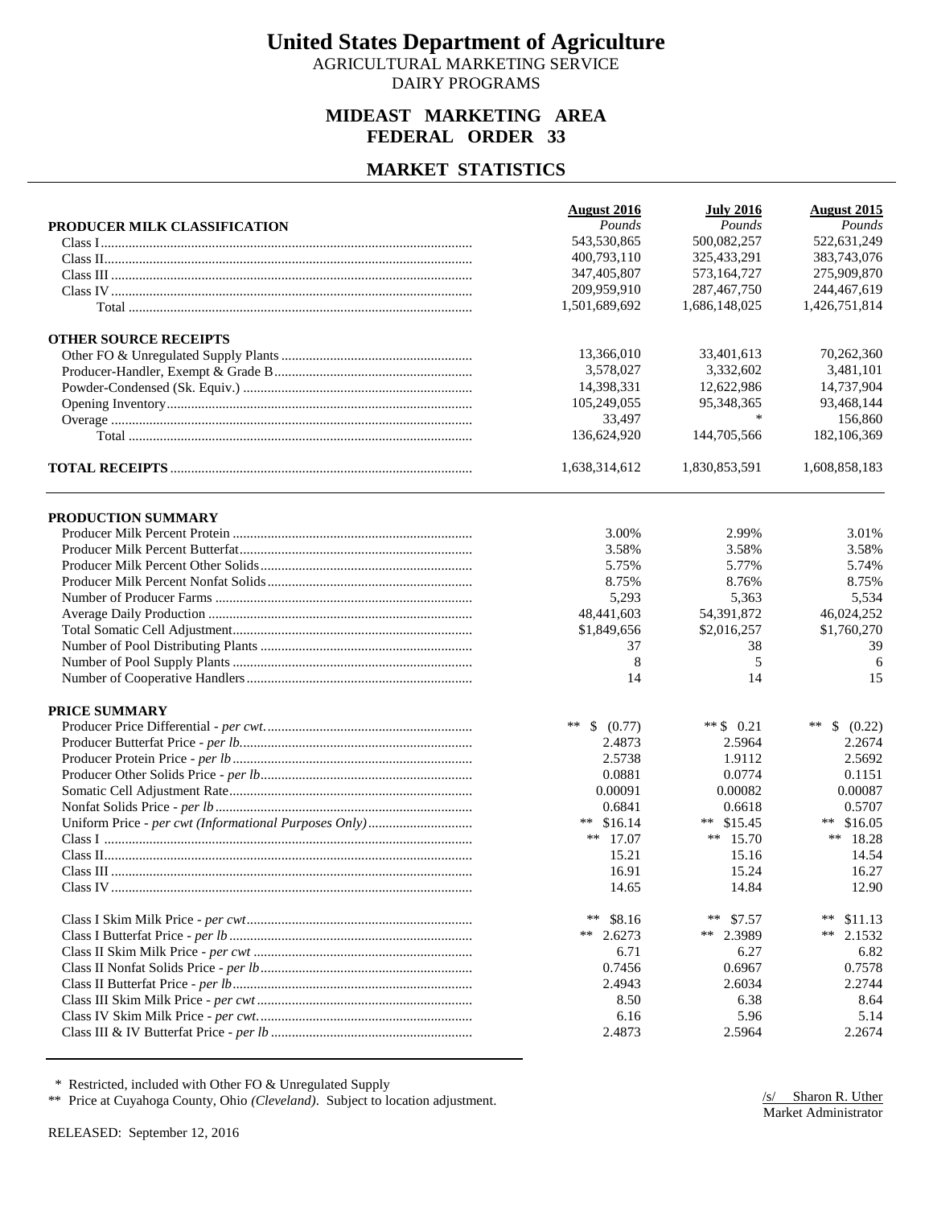# United States Department of Agriculture

AGRICULTURAL MARKETING SERVICE
DAIRY PROGRAMS

## MIDEAST MARKETING AREA
## FEDERAL ORDER 33

## MARKET STATISTICS

| | August 2016 | July 2016 | August 2015 |
|---|---|---|---|
| **PRODUCER MILK CLASSIFICATION** | *Pounds* | *Pounds* | *Pounds* |
| Class I | 543,530,865 | 500,082,257 | 522,631,249 |
| Class II | 400,793,110 | 325,433,291 | 383,743,076 |
| Class III | 347,405,807 | 573,164,727 | 275,909,870 |
| Class IV | 209,959,910 | 287,467,750 | 244,467,619 |
| Total | 1,501,689,692 | 1,686,148,025 | 1,426,751,814 |
| **OTHER SOURCE RECEIPTS** | | | |
| Other FO & Unregulated Supply Plants | 13,366,010 | 33,401,613 | 70,262,360 |
| Producer-Handler, Exempt & Grade B | 3,578,027 | 3,332,602 | 3,481,101 |
| Powder-Condensed (Sk. Equiv.) | 14,398,331 | 12,622,986 | 14,737,904 |
| Opening Inventory | 105,249,055 | 95,348,365 | 93,468,144 |
| Overage | 33,497 | * | 156,860 |
| Total | 136,624,920 | 144,705,566 | 182,106,369 |
| **TOTAL RECEIPTS** | 1,638,314,612 | 1,830,853,591 | 1,608,858,183 |

| | August 2016 | July 2016 | August 2015 |
|---|---|---|---|
| **PRODUCTION SUMMARY** | | | |
| Producer Milk Percent Protein | 3.00% | 2.99% | 3.01% |
| Producer Milk Percent Butterfat | 3.58% | 3.58% | 3.58% |
| Producer Milk Percent Other Solids | 5.75% | 5.77% | 5.74% |
| Producer Milk Percent Nonfat Solids | 8.75% | 8.76% | 8.75% |
| Number of Producer Farms | 5,293 | 5,363 | 5,534 |
| Average Daily Production | 48,441,603 | 54,391,872 | 46,024,252 |
| Total Somatic Cell Adjustment | $1,849,656 | $2,016,257 | $1,760,270 |
| Number of Pool Distributing Plants | 37 | 38 | 39 |
| Number of Pool Supply Plants | 8 | 5 | 6 |
| Number of Cooperative Handlers | 14 | 14 | 15 |
| **PRICE SUMMARY** | | | |
| Producer Price Differential - *per cwt.* | ** $ (0.77) | ** $ 0.21 | ** $ (0.22) |
| Producer Butterfat Price - *per lb.* | 2.4873 | 2.5964 | 2.2674 |
| Producer Protein Price - *per lb* | 2.5738 | 1.9112 | 2.5692 |
| Producer Other Solids Price - *per lb* | 0.0881 | 0.0774 | 0.1151 |
| Somatic Cell Adjustment Rate | 0.00091 | 0.00082 | 0.00087 |
| Nonfat Solids Price - *per lb* | 0.6841 | 0.6618 | 0.5707 |
| Uniform Price - *per cwt (Informational Purposes Only)* | ** $16.14 | ** $15.45 | ** $16.05 |
| Class I | ** 17.07 | ** 15.70 | ** 18.28 |
| Class II | 15.21 | 15.16 | 14.54 |
| Class III | 16.91 | 15.24 | 16.27 |
| Class IV | 14.65 | 14.84 | 12.90 |
| Class I Skim Milk Price - *per cwt* | ** $8.16 | ** $7.57 | ** $11.13 |
| Class I Butterfat Price - *per lb* | ** 2.6273 | ** 2.3989 | ** 2.1532 |
| Class II Skim Milk Price - *per cwt* | 6.71 | 6.27 | 6.82 |
| Class II Nonfat Solids Price - *per lb* | 0.7456 | 0.6967 | 0.7578 |
| Class II Butterfat Price - *per lb* | 2.4943 | 2.6034 | 2.2744 |
| Class III Skim Milk Price - *per cwt* | 8.50 | 6.38 | 8.64 |
| Class IV Skim Milk Price - *per cwt.* | 6.16 | 5.96 | 5.14 |
| Class III & IV Butterfat Price - *per lb* | 2.4873 | 2.5964 | 2.2674 |

\* Restricted, included with Other FO & Unregulated Supply

** Price at Cuyahoga County, Ohio *(Cleveland)*. Subject to location adjustment.

/s/ Sharon R. Uther
Market Administrator

RELEASED: September 12, 2016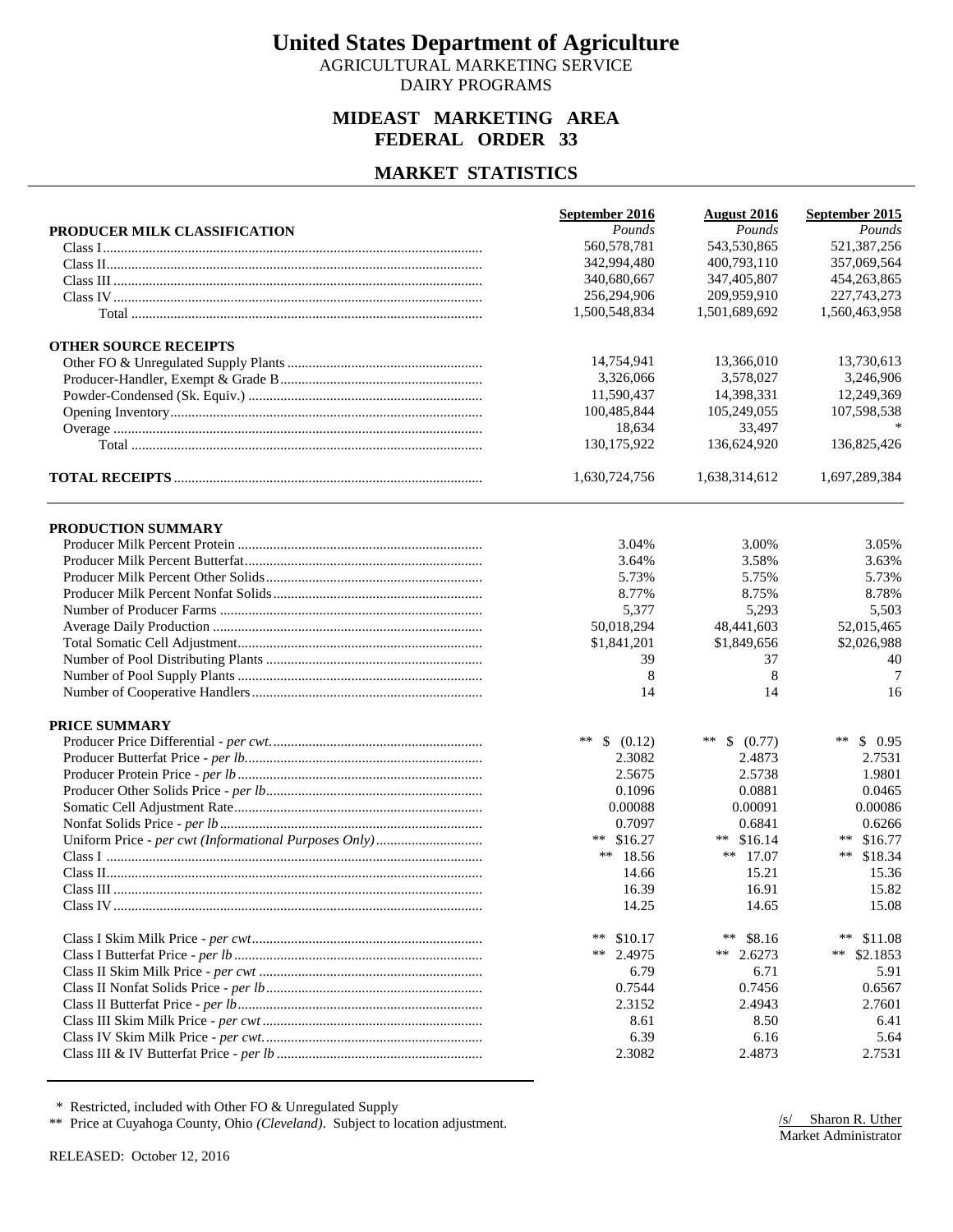# United States Department of Agriculture

AGRICULTURAL MARKETING SERVICE
DAIRY PROGRAMS

## MIDEAST MARKETING AREA
## FEDERAL ORDER 33

## MARKET STATISTICS

| | September 2016 | August 2016 | September 2015 |
|---|---|---|---|
| **PRODUCER MILK CLASSIFICATION** | *Pounds* | *Pounds* | *Pounds* |
| Class I | 560,578,781 | 543,530,865 | 521,387,256 |
| Class II | 342,994,480 | 400,793,110 | 357,069,564 |
| Class III | 340,680,667 | 347,405,807 | 454,263,865 |
| Class IV | 256,294,906 | 209,959,910 | 227,743,273 |
| Total | 1,500,548,834 | 1,501,689,692 | 1,560,463,958 |
| **OTHER SOURCE RECEIPTS** | | | |
| Other FO & Unregulated Supply Plants | 14,754,941 | 13,366,010 | 13,730,613 |
| Producer-Handler, Exempt & Grade B | 3,326,066 | 3,578,027 | 3,246,906 |
| Powder-Condensed (Sk. Equiv.) | 11,590,437 | 14,398,331 | 12,249,369 |
| Opening Inventory | 100,485,844 | 105,249,055 | 107,598,538 |
| Overage | 18,634 | 33,497 | * |
| Total | 130,175,922 | 136,624,920 | 136,825,426 |
| **TOTAL RECEIPTS** | 1,630,724,756 | 1,638,314,612 | 1,697,289,384 |

| | September 2016 | August 2016 | September 2015 |
|---|---|---|---|
| **PRODUCTION SUMMARY** | | | |
| Producer Milk Percent Protein | 3.04% | 3.00% | 3.05% |
| Producer Milk Percent Butterfat | 3.64% | 3.58% | 3.63% |
| Producer Milk Percent Other Solids | 5.73% | 5.75% | 5.73% |
| Producer Milk Percent Nonfat Solids | 8.77% | 8.75% | 8.78% |
| Number of Producer Farms | 5,377 | 5,293 | 5,503 |
| Average Daily Production | 50,018,294 | 48,441,603 | 52,015,465 |
| Total Somatic Cell Adjustment | $1,841,201 | $1,849,656 | $2,026,988 |
| Number of Pool Distributing Plants | 39 | 37 | 40 |
| Number of Pool Supply Plants | 8 | 8 | 7 |
| Number of Cooperative Handlers | 14 | 14 | 16 |
| **PRICE SUMMARY** | | | |
| Producer Price Differential - *per cwt.* | ** $ (0.12) | ** $ (0.77) | ** $ 0.95 |
| Producer Butterfat Price - *per lb.* | 2.3082 | 2.4873 | 2.7531 |
| Producer Protein Price - *per lb* | 2.5675 | 2.5738 | 1.9801 |
| Producer Other Solids Price - *per lb* | 0.1096 | 0.0881 | 0.0465 |
| Somatic Cell Adjustment Rate | 0.00088 | 0.00091 | 0.00086 |
| Nonfat Solids Price - *per lb* | 0.7097 | 0.6841 | 0.6266 |
| Uniform Price - *per cwt (Informational Purposes Only)* | ** $16.27 | ** $16.14 | ** $16.77 |
| Class I | ** 18.56 | ** 17.07 | ** $18.34 |
| Class II | 14.66 | 15.21 | 15.36 |
| Class III | 16.39 | 16.91 | 15.82 |
| Class IV | 14.25 | 14.65 | 15.08 |
| Class I Skim Milk Price - *per cwt* | ** $10.17 | ** $8.16 | ** $11.08 |
| Class I Butterfat Price - *per lb* | ** 2.4975 | ** 2.6273 | ** $2.1853 |
| Class II Skim Milk Price - *per cwt* | 6.79 | 6.71 | 5.91 |
| Class II Nonfat Solids Price - *per lb* | 0.7544 | 0.7456 | 0.6567 |
| Class II Butterfat Price - *per lb* | 2.3152 | 2.4943 | 2.7601 |
| Class III Skim Milk Price - *per cwt* | 8.61 | 8.50 | 6.41 |
| Class IV Skim Milk Price - *per cwt.* | 6.39 | 6.16 | 5.64 |
| Class III & IV Butterfat Price - *per lb* | 2.3082 | 2.4873 | 2.7531 |

\* Restricted, included with Other FO & Unregulated Supply

** Price at Cuyahoga County, Ohio *(Cleveland)*. Subject to location adjustment.

/s/ Sharon R. Uther
Market Administrator

RELEASED: October 12, 2016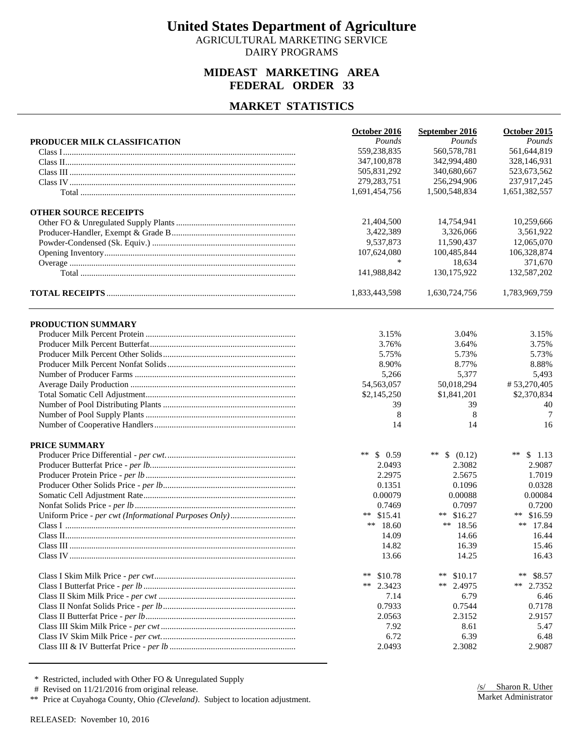# United States Department of Agriculture

AGRICULTURAL MARKETING SERVICE
DAIRY PROGRAMS

## MIDEAST MARKETING AREA
## FEDERAL ORDER 33

## MARKET STATISTICS

| | October 2016 | September 2016 | October 2015 |
|---|---|---|---|
| **PRODUCER MILK CLASSIFICATION** | *Pounds* | *Pounds* | *Pounds* |
| Class I | 559,238,835 | 560,578,781 | 561,644,819 |
| Class II | 347,100,878 | 342,994,480 | 328,146,931 |
| Class III | 505,831,292 | 340,680,667 | 523,673,562 |
| Class IV | 279,283,751 | 256,294,906 | 237,917,245 |
| Total | 1,691,454,756 | 1,500,548,834 | 1,651,382,557 |
| **OTHER SOURCE RECEIPTS** | | | |
| Other FO & Unregulated Supply Plants | 21,404,500 | 14,754,941 | 10,259,666 |
| Producer-Handler, Exempt & Grade B | 3,422,389 | 3,326,066 | 3,561,922 |
| Powder-Condensed (Sk. Equiv.) | 9,537,873 | 11,590,437 | 12,065,070 |
| Opening Inventory | 107,624,080 | 100,485,844 | 106,328,874 |
| Overage | * | 18,634 | 371,670 |
| Total | 141,988,842 | 130,175,922 | 132,587,202 |
| **TOTAL RECEIPTS** | 1,833,443,598 | 1,630,724,756 | 1,783,969,759 |

| | October 2016 | September 2016 | October 2015 |
|---|---|---|---|
| **PRODUCTION SUMMARY** | | | |
| Producer Milk Percent Protein | 3.15% | 3.04% | 3.15% |
| Producer Milk Percent Butterfat | 3.76% | 3.64% | 3.75% |
| Producer Milk Percent Other Solids | 5.75% | 5.73% | 5.73% |
| Producer Milk Percent Nonfat Solids | 8.90% | 8.77% | 8.88% |
| Number of Producer Farms | 5,266 | 5,377 | 5,493 |
| Average Daily Production | 54,563,057 | 50,018,294 | # 53,270,405 |
| Total Somatic Cell Adjustment | $2,145,250 | $1,841,201 | $2,370,834 |
| Number of Pool Distributing Plants | 39 | 39 | 40 |
| Number of Pool Supply Plants | 8 | 8 | 7 |
| Number of Cooperative Handlers | 14 | 14 | 16 |
| **PRICE SUMMARY** | | | |
| Producer Price Differential - *per cwt.* | ** $ 0.59 | ** $ (0.12) | ** $ 1.13 |
| Producer Butterfat Price - *per lb.* | 2.0493 | 2.3082 | 2.9087 |
| Producer Protein Price - *per lb* | 2.2975 | 2.5675 | 1.7019 |
| Producer Other Solids Price - *per lb* | 0.1351 | 0.1096 | 0.0328 |
| Somatic Cell Adjustment Rate | 0.00079 | 0.00088 | 0.00084 |
| Nonfat Solids Price - *per lb* | 0.7469 | 0.7097 | 0.7200 |
| Uniform Price - *per cwt (Informational Purposes Only)* | ** $15.41 | ** $16.27 | ** $16.59 |
| Class I | ** 18.60 | ** 18.56 | ** 17.84 |
| Class II | 14.09 | 14.66 | 16.44 |
| Class III | 14.82 | 16.39 | 15.46 |
| Class IV | 13.66 | 14.25 | 16.43 |
| Class I Skim Milk Price - *per cwt* | ** $10.78 | ** $10.17 | ** $8.57 |
| Class I Butterfat Price - *per lb* | ** 2.3423 | ** 2.4975 | ** 2.7352 |
| Class II Skim Milk Price - *per cwt* | 7.14 | 6.79 | 6.46 |
| Class II Nonfat Solids Price - *per lb* | 0.7933 | 0.7544 | 0.7178 |
| Class II Butterfat Price - *per lb* | 2.0563 | 2.3152 | 2.9157 |
| Class III Skim Milk Price - *per cwt* | 7.92 | 8.61 | 5.47 |
| Class IV Skim Milk Price - *per cwt.* | 6.72 | 6.39 | 6.48 |
| Class III & IV Butterfat Price - *per lb* | 2.0493 | 2.3082 | 2.9087 |

\* Restricted, included with Other FO & Unregulated Supply

\# Revised on 11/21/2016 from original release.

\*\* Price at Cuyahoga County, Ohio *(Cleveland)*. Subject to location adjustment.

/s/ Sharon R. Uther
Market Administrator

RELEASED: November 10, 2016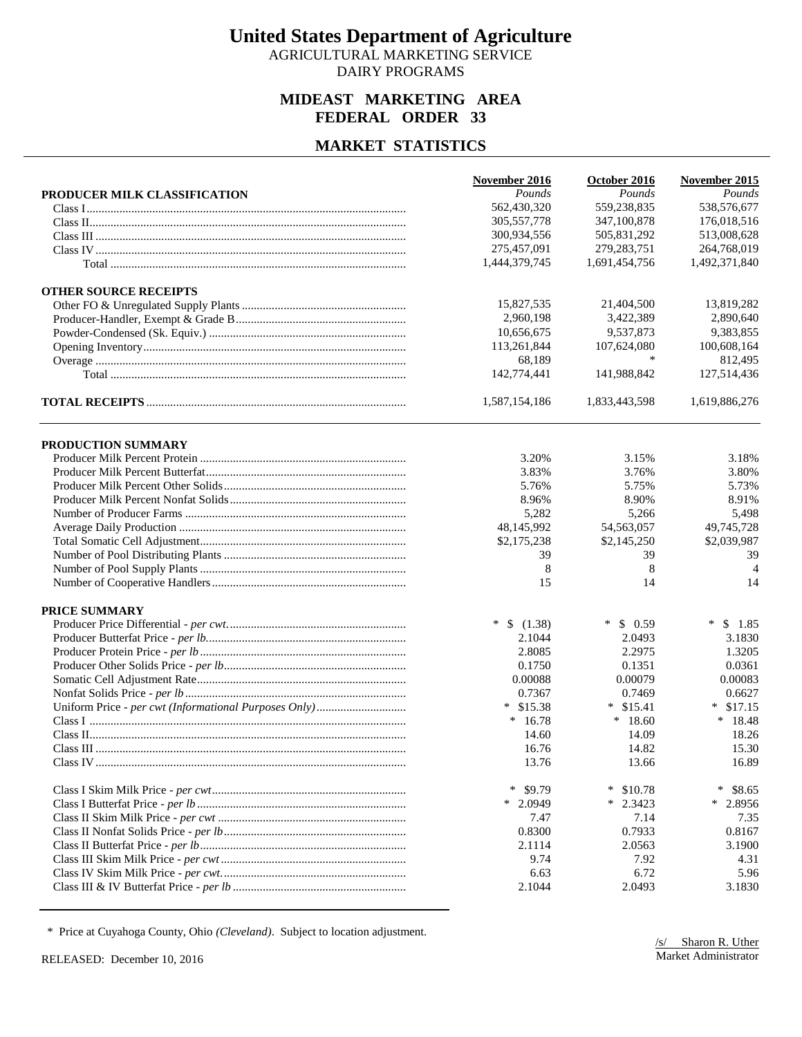# United States Department of Agriculture

AGRICULTURAL MARKETING SERVICE
DAIRY PROGRAMS

## MIDEAST MARKETING AREA
## FEDERAL ORDER 33

## MARKET STATISTICS

| | November 2016 | October 2016 | November 2015 |
|---|---|---|---|
| **PRODUCER MILK CLASSIFICATION** | *Pounds* | *Pounds* | *Pounds* |
| Class I | 562,430,320 | 559,238,835 | 538,576,677 |
| Class II | 305,557,778 | 347,100,878 | 176,018,516 |
| Class III | 300,934,556 | 505,831,292 | 513,008,628 |
| Class IV | 275,457,091 | 279,283,751 | 264,768,019 |
| Total | 1,444,379,745 | 1,691,454,756 | 1,492,371,840 |
| **OTHER SOURCE RECEIPTS** | | | |
| Other FO & Unregulated Supply Plants | 15,827,535 | 21,404,500 | 13,819,282 |
| Producer-Handler, Exempt & Grade B | 2,960,198 | 3,422,389 | 2,890,640 |
| Powder-Condensed (Sk. Equiv.) | 10,656,675 | 9,537,873 | 9,383,855 |
| Opening Inventory | 113,261,844 | 107,624,080 | 100,608,164 |
| Overage | 68,189 | * | 812,495 |
| Total | 142,774,441 | 141,988,842 | 127,514,436 |
| **TOTAL RECEIPTS** | 1,587,154,186 | 1,833,443,598 | 1,619,886,276 |

| | November 2016 | October 2016 | November 2015 |
|---|---|---|---|
| **PRODUCTION SUMMARY** | | | |
| Producer Milk Percent Protein | 3.20% | 3.15% | 3.18% |
| Producer Milk Percent Butterfat | 3.83% | 3.76% | 3.80% |
| Producer Milk Percent Other Solids | 5.76% | 5.75% | 5.73% |
| Producer Milk Percent Nonfat Solids | 8.96% | 8.90% | 8.91% |
| Number of Producer Farms | 5,282 | 5,266 | 5,498 |
| Average Daily Production | 48,145,992 | 54,563,057 | 49,745,728 |
| Total Somatic Cell Adjustment | $2,175,238 | $2,145,250 | $2,039,987 |
| Number of Pool Distributing Plants | 39 | 39 | 39 |
| Number of Pool Supply Plants | 8 | 8 | 4 |
| Number of Cooperative Handlers | 15 | 14 | 14 |
| **PRICE SUMMARY** | | | |
| Producer Price Differential - *per cwt.* | * $ (1.38) | * $ 0.59 | * $ 1.85 |
| Producer Butterfat Price - *per lb.* | 2.1044 | 2.0493 | 3.1830 |
| Producer Protein Price - *per lb* | 2.8085 | 2.2975 | 1.3205 |
| Producer Other Solids Price - *per lb* | 0.1750 | 0.1351 | 0.0361 |
| Somatic Cell Adjustment Rate | 0.00088 | 0.00079 | 0.00083 |
| Nonfat Solids Price - *per lb* | 0.7367 | 0.7469 | 0.6627 |
| Uniform Price - *per cwt (Informational Purposes Only)* | * $15.38 | * $15.41 | * $17.15 |
| Class I | * 16.78 | * 18.60 | * 18.48 |
| Class II | 14.60 | 14.09 | 18.26 |
| Class III | 16.76 | 14.82 | 15.30 |
| Class IV | 13.76 | 13.66 | 16.89 |
| Class I Skim Milk Price - *per cwt* | * $9.79 | * $10.78 | * $8.65 |
| Class I Butterfat Price - *per lb* | * 2.0949 | * 2.3423 | * 2.8956 |
| Class II Skim Milk Price - *per cwt* | 7.47 | 7.14 | 7.35 |
| Class II Nonfat Solids Price - *per lb* | 0.8300 | 0.7933 | 0.8167 |
| Class II Butterfat Price - *per lb* | 2.1114 | 2.0563 | 3.1900 |
| Class III Skim Milk Price - *per cwt* | 9.74 | 7.92 | 4.31 |
| Class IV Skim Milk Price - *per cwt.* | 6.63 | 6.72 | 5.96 |
| Class III & IV Butterfat Price - *per lb* | 2.1044 | 2.0493 | 3.1830 |

\* Price at Cuyahoga County, Ohio *(Cleveland)*. Subject to location adjustment.

RELEASED: December 10, 2016

/s/ Sharon R. Uther
Market Administrator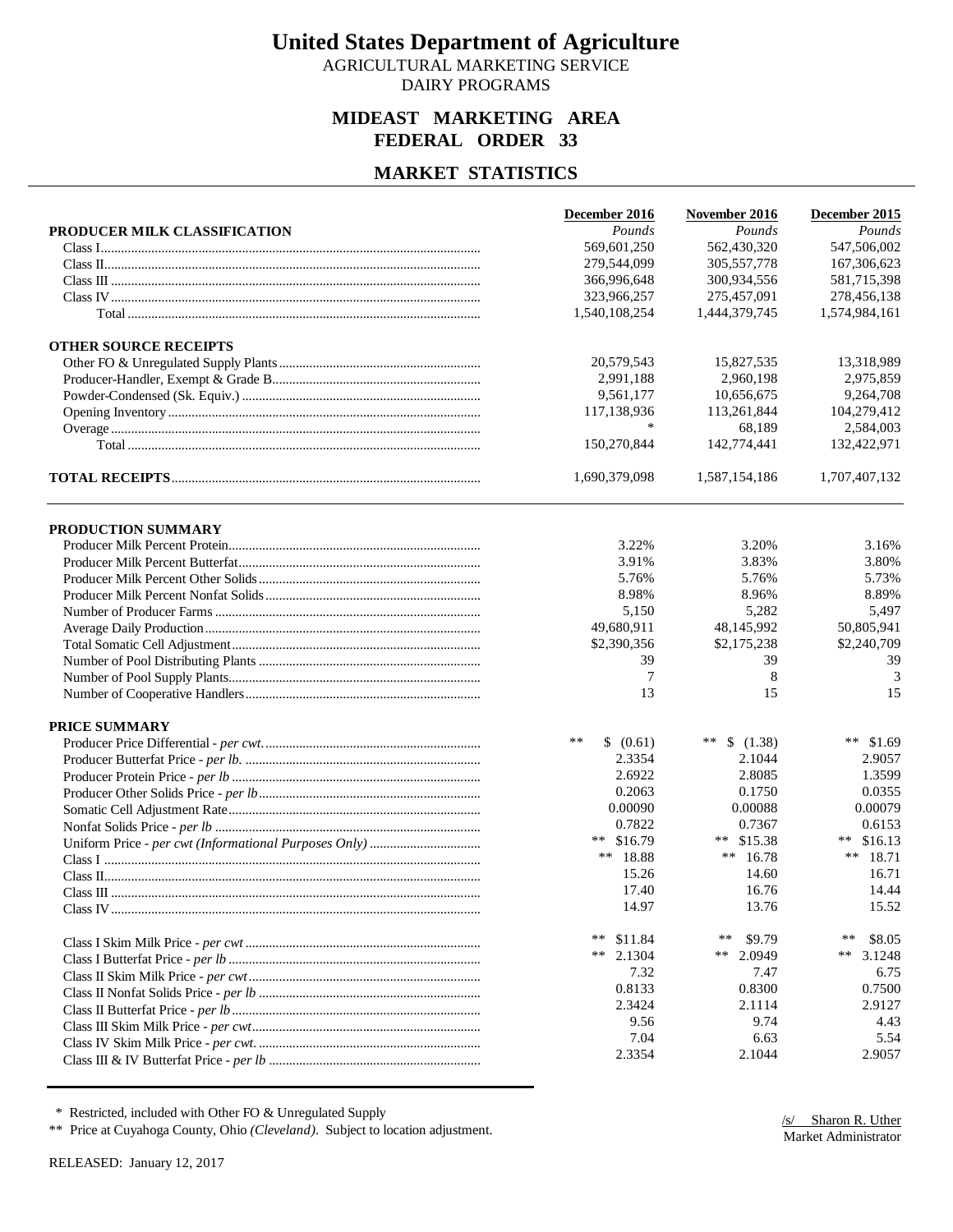# United States Department of Agriculture

AGRICULTURAL MARKETING SERVICE

DAIRY PROGRAMS

## MIDEAST MARKETING AREA
## FEDERAL ORDER 33

## MARKET STATISTICS

| | December 2016 | November 2016 | December 2015 |
|---|---|---|---|
| **PRODUCER MILK CLASSIFICATION** | *Pounds* | *Pounds* | *Pounds* |
| Class I | 569,601,250 | 562,430,320 | 547,506,002 |
| Class II | 279,544,099 | 305,557,778 | 167,306,623 |
| Class III | 366,996,648 | 300,934,556 | 581,715,398 |
| Class IV | 323,966,257 | 275,457,091 | 278,456,138 |
| Total | 1,540,108,254 | 1,444,379,745 | 1,574,984,161 |
| **OTHER SOURCE RECEIPTS** | | | |
| Other FO & Unregulated Supply Plants | 20,579,543 | 15,827,535 | 13,318,989 |
| Producer-Handler, Exempt & Grade B | 2,991,188 | 2,960,198 | 2,975,859 |
| Powder-Condensed (Sk. Equiv.) | 9,561,177 | 10,656,675 | 9,264,708 |
| Opening Inventory | 117,138,936 | 113,261,844 | 104,279,412 |
| Overage | * | 68,189 | 2,584,003 |
| Total | 150,270,844 | 142,774,441 | 132,422,971 |
| **TOTAL RECEIPTS** | 1,690,379,098 | 1,587,154,186 | 1,707,407,132 |

| | December 2016 | November 2016 | December 2015 |
|---|---|---|---|
| **PRODUCTION SUMMARY** | | | |
| Producer Milk Percent Protein | 3.22% | 3.20% | 3.16% |
| Producer Milk Percent Butterfat | 3.91% | 3.83% | 3.80% |
| Producer Milk Percent Other Solids | 5.76% | 5.76% | 5.73% |
| Producer Milk Percent Nonfat Solids | 8.98% | 8.96% | 8.89% |
| Number of Producer Farms | 5,150 | 5,282 | 5,497 |
| Average Daily Production | 49,680,911 | 48,145,992 | 50,805,941 |
| Total Somatic Cell Adjustment | $2,390,356 | $2,175,238 | $2,240,709 |
| Number of Pool Distributing Plants | 39 | 39 | 39 |
| Number of Pool Supply Plants | 7 | 8 | 3 |
| Number of Cooperative Handlers | 13 | 15 | 15 |
| **PRICE SUMMARY** | | | |
| Producer Price Differential - *per cwt.* | ** $ (0.61) | ** $ (1.38) | ** $1.69 |
| Producer Butterfat Price - *per lb.* | 2.3354 | 2.1044 | 2.9057 |
| Producer Protein Price - *per lb* | 2.6922 | 2.8085 | 1.3599 |
| Producer Other Solids Price - *per lb* | 0.2063 | 0.1750 | 0.0355 |
| Somatic Cell Adjustment Rate | 0.00090 | 0.00088 | 0.00079 |
| Nonfat Solids Price - *per lb* | 0.7822 | 0.7367 | 0.6153 |
| Uniform Price - *per cwt (Informational Purposes Only)* | ** $16.79 | ** $15.38 | ** $16.13 |
| Class I | ** 18.88 | ** 16.78 | ** 18.71 |
| Class II | 15.26 | 14.60 | 16.71 |
| Class III | 17.40 | 16.76 | 14.44 |
| Class IV | 14.97 | 13.76 | 15.52 |
| Class I Skim Milk Price - *per cwt* | ** $11.84 | ** $9.79 | ** $8.05 |
| Class I Butterfat Price - *per lb* | ** 2.1304 | ** 2.0949 | ** 3.1248 |
| Class II Skim Milk Price - *per cwt* | 7.32 | 7.47 | 6.75 |
| Class II Nonfat Solids Price - *per lb* | 0.8133 | 0.8300 | 0.7500 |
| Class II Butterfat Price - *per lb* | 2.3424 | 2.1114 | 2.9127 |
| Class III Skim Milk Price - *per cwt* | 9.56 | 9.74 | 4.43 |
| Class IV Skim Milk Price - *per cwt.* | 7.04 | 6.63 | 5.54 |
| Class III & IV Butterfat Price - *per lb* | 2.3354 | 2.1044 | 2.9057 |

\* Restricted, included with Other FO & Unregulated Supply

** Price at Cuyahoga County, Ohio *(Cleveland)*. Subject to location adjustment.

/s/ Sharon R. Uther
Market Administrator

RELEASED: January 12, 2017